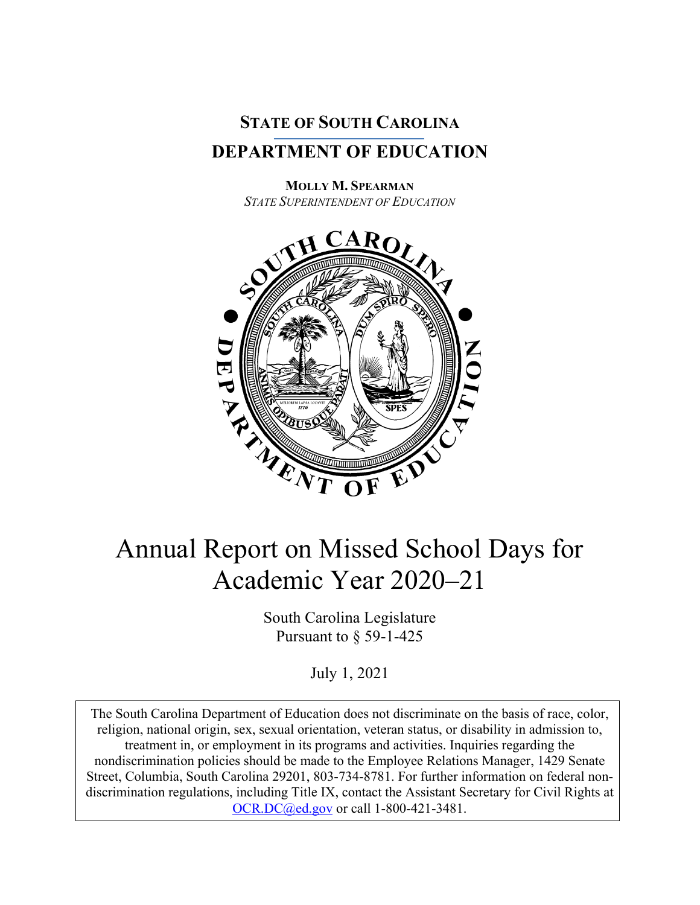**STATE OF SOUTH CAROLINA**

# DEPARTMENT OF EDUCATION

**MOLLY M. SPEARMAN**
*STATE SUPERINTENDENT OF EDUCATION*

# Annual Report on Missed School Days for Academic Year 2020–21

South Carolina Legislature
Pursuant to § 59-1-425

July 1, 2021

The South Carolina Department of Education does not discriminate on the basis of race, color, religion, national origin, sex, sexual orientation, veteran status, or disability in admission to, treatment in, or employment in its programs and activities. Inquiries regarding the nondiscrimination policies should be made to the Employee Relations Manager, 1429 Senate Street, Columbia, South Carolina 29201, 803-734-8781. For further information on federal non-discrimination regulations, including Title IX, contact the Assistant Secretary for Civil Rights at OCR.DC@ed.gov or call 1-800-421-3481.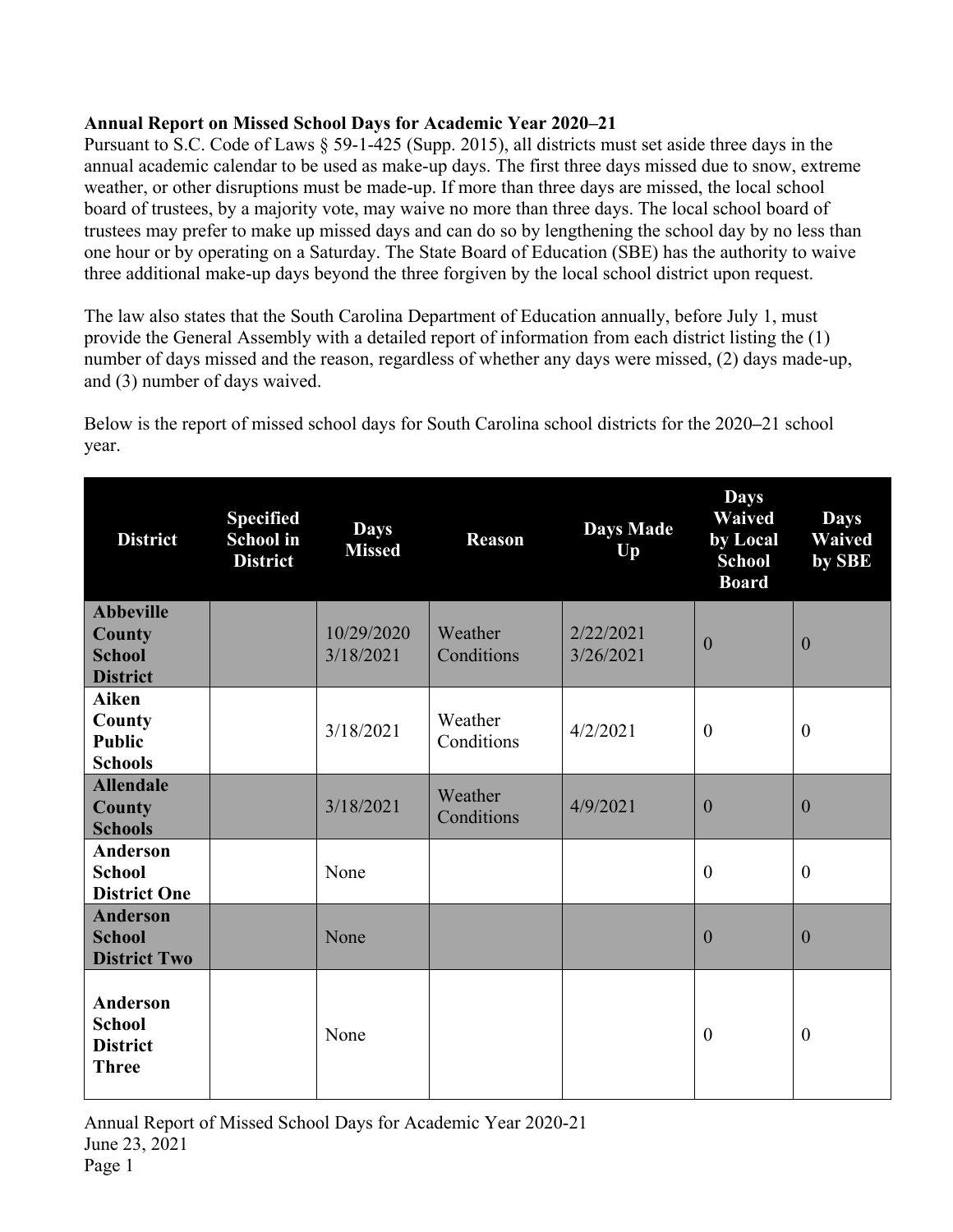**Annual Report on Missed School Days for Academic Year 2020–21**

Pursuant to S.C. Code of Laws § 59-1-425 (Supp. 2015), all districts must set aside three days in the annual academic calendar to be used as make-up days. The first three days missed due to snow, extreme weather, or other disruptions must be made-up. If more than three days are missed, the local school board of trustees, by a majority vote, may waive no more than three days. The local school board of trustees may prefer to make up missed days and can do so by lengthening the school day by no less than one hour or by operating on a Saturday. The State Board of Education (SBE) has the authority to waive three additional make-up days beyond the three forgiven by the local school district upon request.

The law also states that the South Carolina Department of Education annually, before July 1, must provide the General Assembly with a detailed report of information from each district listing the (1) number of days missed and the reason, regardless of whether any days were missed, (2) days made-up, and (3) number of days waived.

Below is the report of missed school days for South Carolina school districts for the 2020–21 school year.

| District | Specified School in District | Days Missed | Reason | Days Made Up | Days Waived by Local School Board | Days Waived by SBE |
|---|---|---|---|---|---|---|
| **Abbeville County School District** | | 10/29/2020<br>3/18/2021 | Weather Conditions | 2/22/2021<br>3/26/2021 | 0 | 0 |
| **Aiken County Public Schools** | | 3/18/2021 | Weather Conditions | 4/2/2021 | 0 | 0 |
| **Allendale County Schools** | | 3/18/2021 | Weather Conditions | 4/9/2021 | 0 | 0 |
| **Anderson School District One** | | None | | | 0 | 0 |
| **Anderson School District Two** | | None | | | 0 | 0 |
| **Anderson School District Three** | | None | | | 0 | 0 |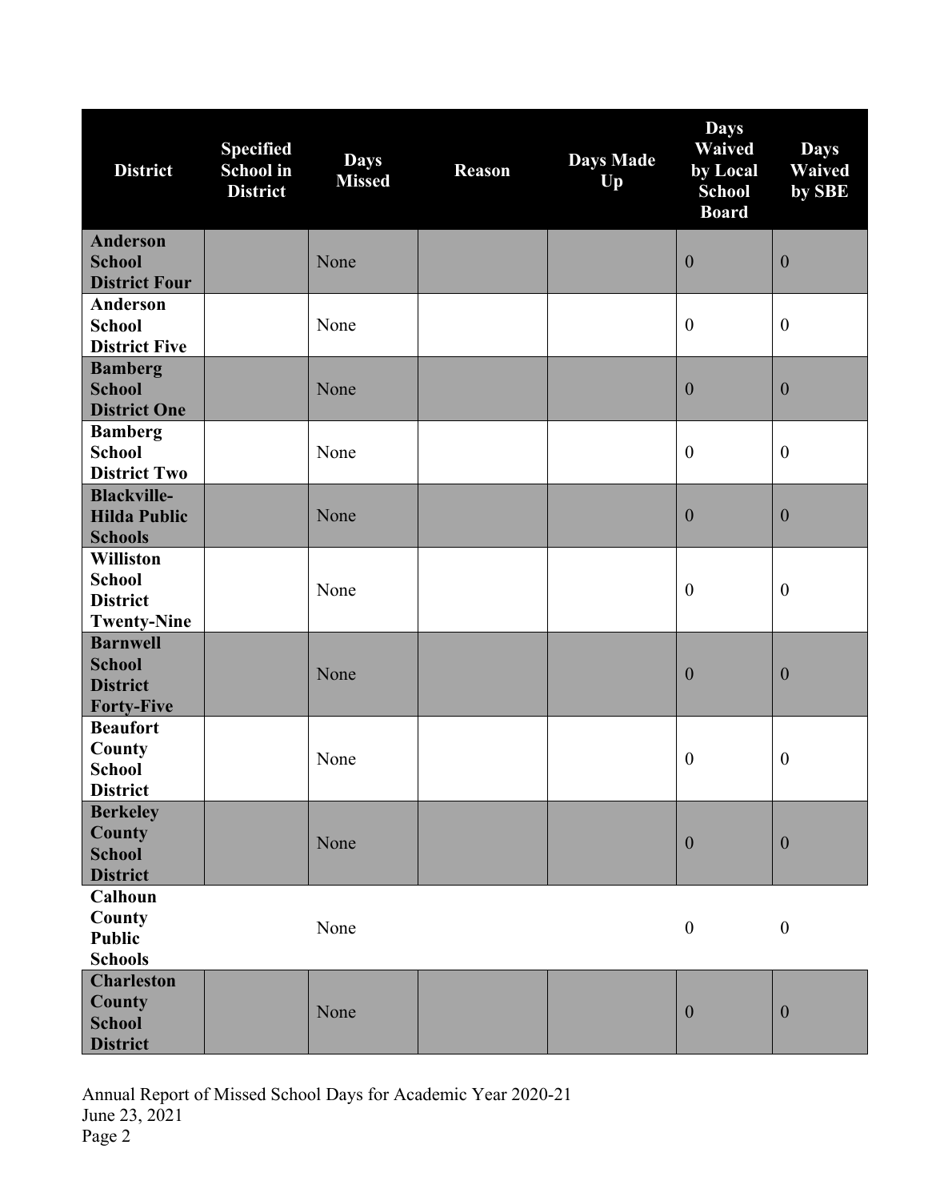| District | Specified School in District | Days Missed | Reason | Days Made Up | Days Waived by Local School Board | Days Waived by SBE |
|---|---|---|---|---|---|---|
| **Anderson School District Four** | | None | | | 0 | 0 |
| **Anderson School District Five** | | None | | | 0 | 0 |
| **Bamberg School District One** | | None | | | 0 | 0 |
| **Bamberg School District Two** | | None | | | 0 | 0 |
| **Blackville-Hilda Public Schools** | | None | | | 0 | 0 |
| **Williston School District Twenty-Nine** | | None | | | 0 | 0 |
| **Barnwell School District Forty-Five** | | None | | | 0 | 0 |
| **Beaufort County School District** | | None | | | 0 | 0 |
| **Berkeley County School District** | | None | | | 0 | 0 |
| **Calhoun County Public Schools** | | None | | | 0 | 0 |
| **Charleston County School District** | | None | | | 0 | 0 |

Annual Report of Missed School Days for Academic Year 2020-21
June 23, 2021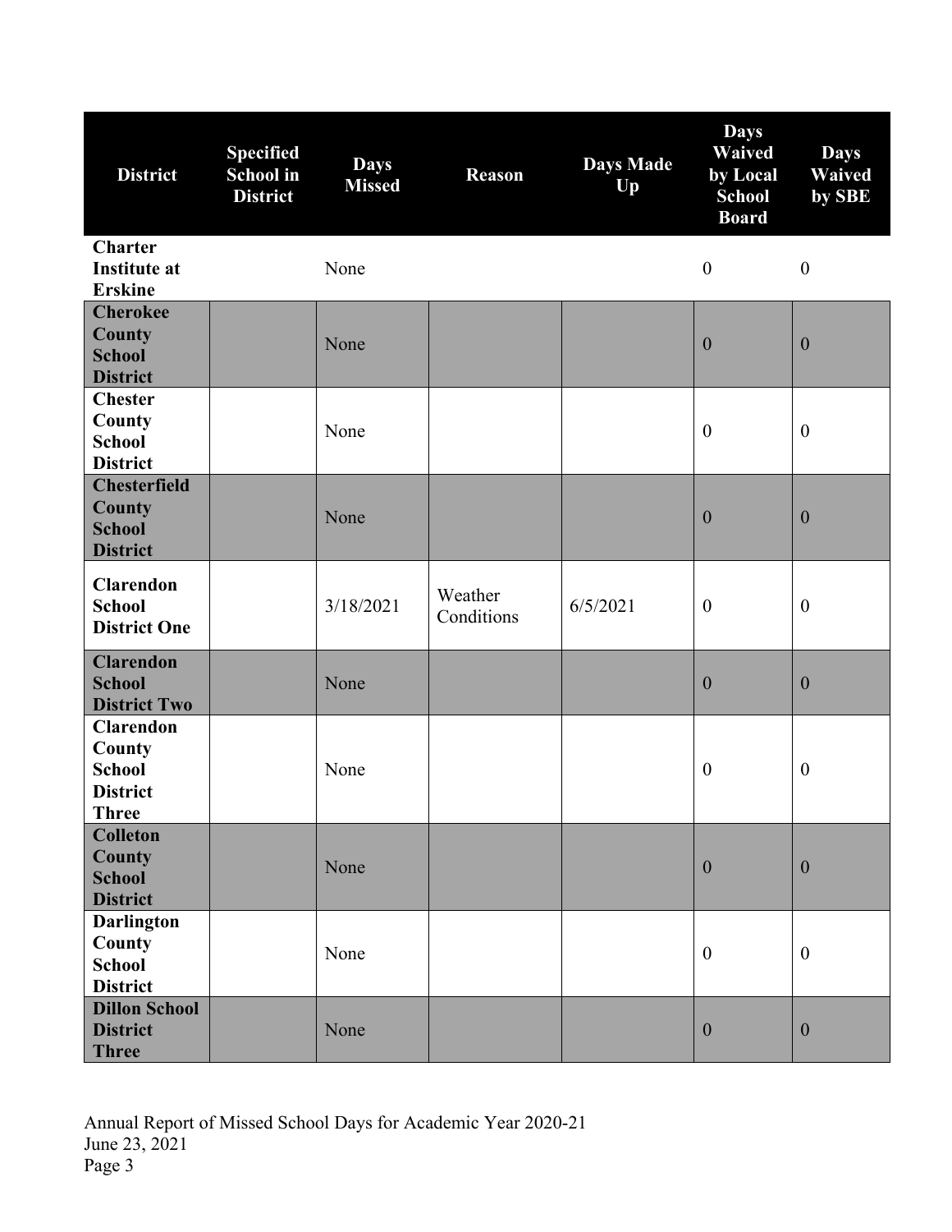| District | Specified School in District | Days Missed | Reason | Days Made Up | Days Waived by Local School Board | Days Waived by SBE |
|---|---|---|---|---|---|---|
| **Charter Institute at Erskine** | | None | | | 0 | 0 |
| **Cherokee County School District** | | None | | | 0 | 0 |
| **Chester County School District** | | None | | | 0 | 0 |
| **Chesterfield County School District** | | None | | | 0 | 0 |
| **Clarendon School District One** | | 3/18/2021 | Weather Conditions | 6/5/2021 | 0 | 0 |
| **Clarendon School District Two** | | None | | | 0 | 0 |
| **Clarendon County School District Three** | | None | | | 0 | 0 |
| **Colleton County School District** | | None | | | 0 | 0 |
| **Darlington County School District** | | None | | | 0 | 0 |
| **Dillon School District Three** | | None | | | 0 | 0 |

Annual Report of Missed School Days for Academic Year 2020-21
June 23, 2021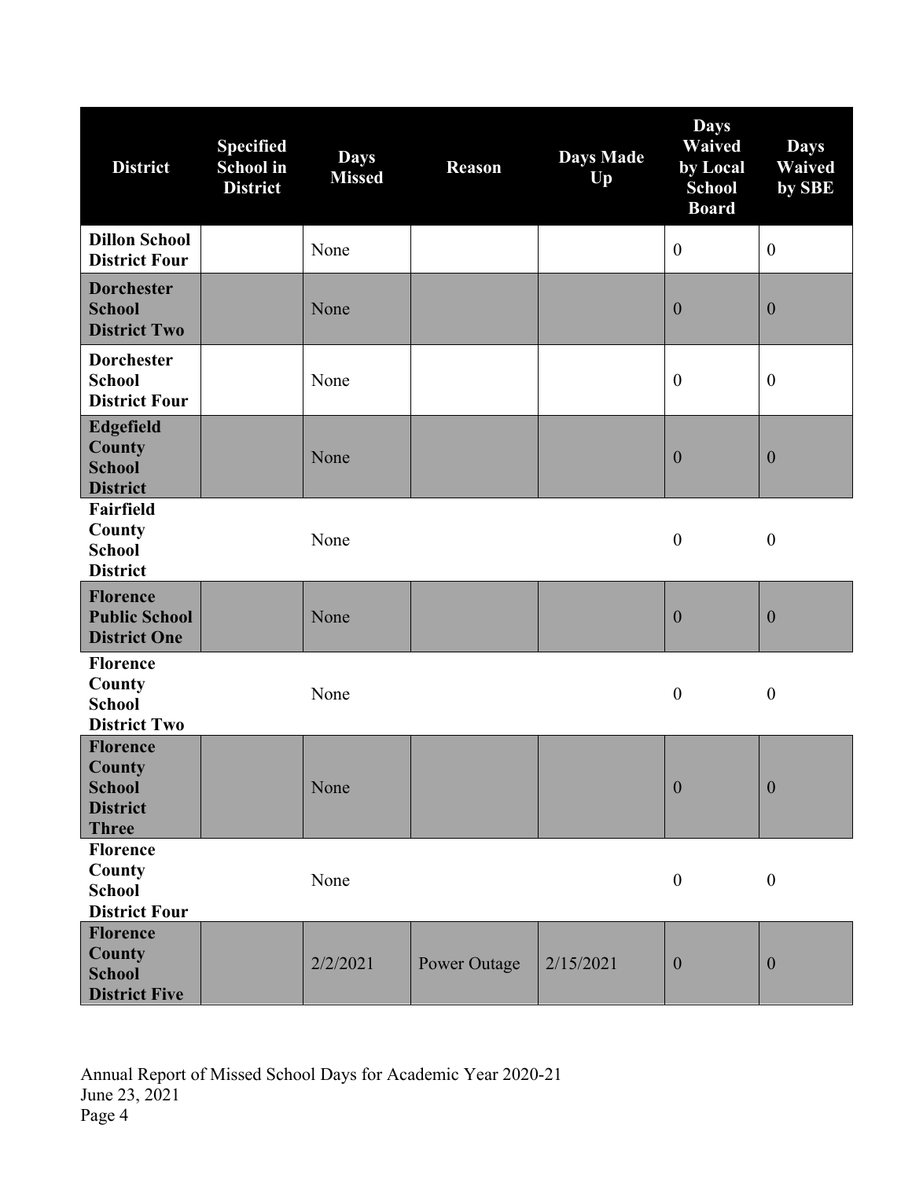| District | Specified School in District | Days Missed | Reason | Days Made Up | Days Waived by Local School Board | Days Waived by SBE |
|---|---|---|---|---|---|---|
| **Dillon School District Four** | | None | | | 0 | 0 |
| **Dorchester School District Two** | | None | | | 0 | 0 |
| **Dorchester School District Four** | | None | | | 0 | 0 |
| **Edgefield County School District** | | None | | | 0 | 0 |
| **Fairfield County School District** | | None | | | 0 | 0 |
| **Florence Public School District One** | | None | | | 0 | 0 |
| **Florence County School District Two** | | None | | | 0 | 0 |
| **Florence County School District Three** | | None | | | 0 | 0 |
| **Florence County School District Four** | | None | | | 0 | 0 |
| **Florence County School District Five** | | 2/2/2021 | Power Outage | 2/15/2021 | 0 | 0 |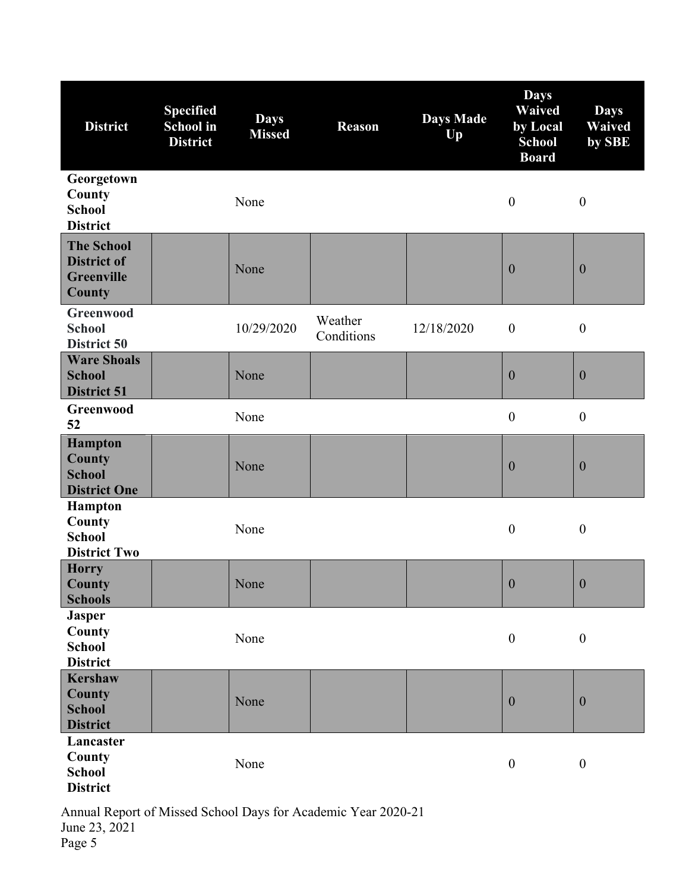| District | Specified School in District | Days Missed | Reason | Days Made Up | Days Waived by Local School Board | Days Waived by SBE |
|---|---|---|---|---|---|---|
| **Georgetown County School District** | | None | | | 0 | 0 |
| **The School District of Greenville County** | | None | | | 0 | 0 |
| **Greenwood School District 50** | | 10/29/2020 | Weather Conditions | 12/18/2020 | 0 | 0 |
| **Ware Shoals School District 51** | | None | | | 0 | 0 |
| **Greenwood 52** | | None | | | 0 | 0 |
| **Hampton County School District One** | | None | | | 0 | 0 |
| **Hampton County School District Two** | | None | | | 0 | 0 |
| **Horry County Schools** | | None | | | 0 | 0 |
| **Jasper County School District** | | None | | | 0 | 0 |
| **Kershaw County School District** | | None | | | 0 | 0 |
| **Lancaster County School District** | | None | | | 0 | 0 |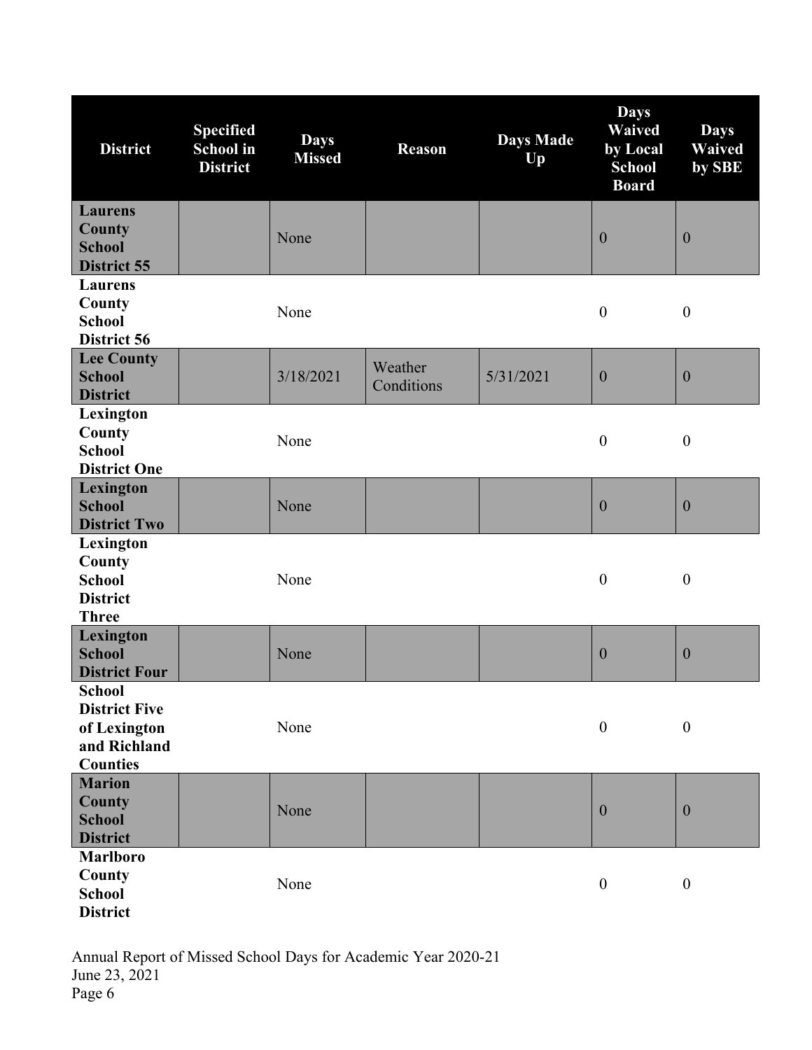| District | Specified School in District | Days Missed | Reason | Days Made Up | Days Waived by Local School Board | Days Waived by SBE |
|---|---|---|---|---|---|---|
| **Laurens County School District 55** | | None | | | 0 | 0 |
| **Laurens County School District 56** | | None | | | 0 | 0 |
| **Lee County School District** | | 3/18/2021 | Weather Conditions | 5/31/2021 | 0 | 0 |
| **Lexington County School District One** | | None | | | 0 | 0 |
| **Lexington School District Two** | | None | | | 0 | 0 |
| **Lexington County School District Three** | | None | | | 0 | 0 |
| **Lexington School District Four** | | None | | | 0 | 0 |
| **School District Five of Lexington and Richland Counties** | | None | | | 0 | 0 |
| **Marion County School District** | | None | | | 0 | 0 |
| **Marlboro County School District** | | None | | | 0 | 0 |

Annual Report of Missed School Days for Academic Year 2020-21
June 23, 2021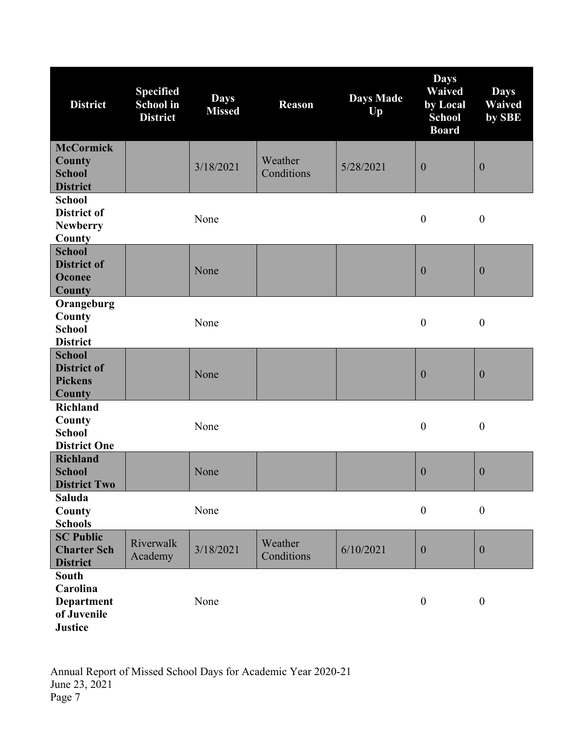| District | Specified School in District | Days Missed | Reason | Days Made Up | Days Waived by Local School Board | Days Waived by SBE |
| --- | --- | --- | --- | --- | --- | --- |
| **McCormick County School District** | | 3/18/2021 | Weather Conditions | 5/28/2021 | 0 | 0 |
| **School District of Newberry County** | | None | | | 0 | 0 |
| **School District of Oconee County** | | None | | | 0 | 0 |
| **Orangeburg County School District** | | None | | | 0 | 0 |
| **School District of Pickens County** | | None | | | 0 | 0 |
| **Richland County School District One** | | None | | | 0 | 0 |
| **Richland School District Two** | | None | | | 0 | 0 |
| **Saluda County Schools** | | None | | | 0 | 0 |
| **SC Public Charter Sch District** | Riverwalk Academy | 3/18/2021 | Weather Conditions | 6/10/2021 | 0 | 0 |
| **South Carolina Department of Juvenile Justice** | | None | | | 0 | 0 |

Annual Report of Missed School Days for Academic Year 2020-21
June 23, 2021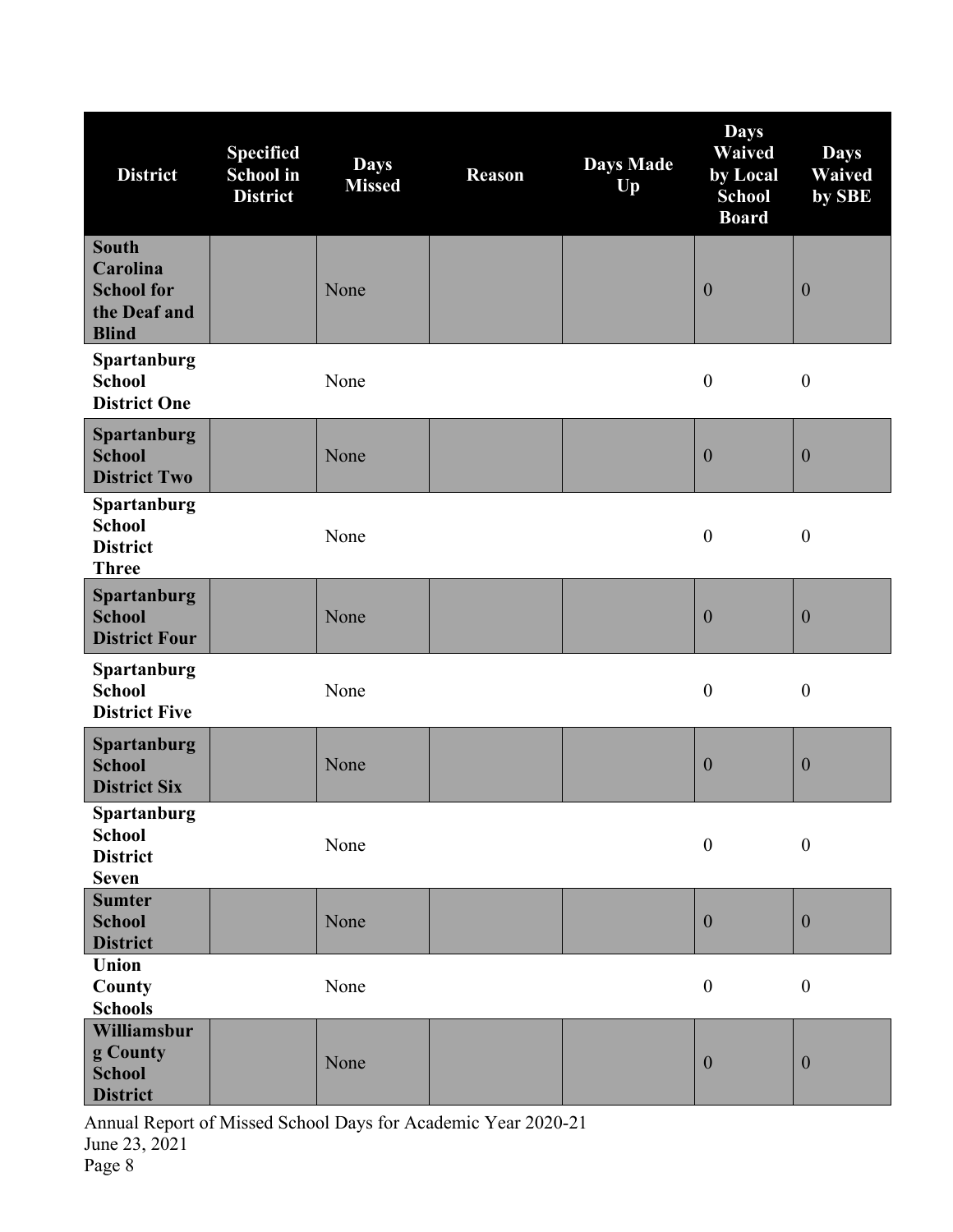| District | Specified School in District | Days Missed | Reason | Days Made Up | Days Waived by Local School Board | Days Waived by SBE |
|---|---|---|---|---|---|---|
| **South Carolina School for the Deaf and Blind** | | None | | | 0 | 0 |
| **Spartanburg School District One** | | None | | | 0 | 0 |
| **Spartanburg School District Two** | | None | | | 0 | 0 |
| **Spartanburg School District Three** | | None | | | 0 | 0 |
| **Spartanburg School District Four** | | None | | | 0 | 0 |
| **Spartanburg School District Five** | | None | | | 0 | 0 |
| **Spartanburg School District Six** | | None | | | 0 | 0 |
| **Spartanburg School District Seven** | | None | | | 0 | 0 |
| **Sumter School District** | | None | | | 0 | 0 |
| **Union County Schools** | | None | | | 0 | 0 |
| **Williamsburg County School District** | | None | | | 0 | 0 |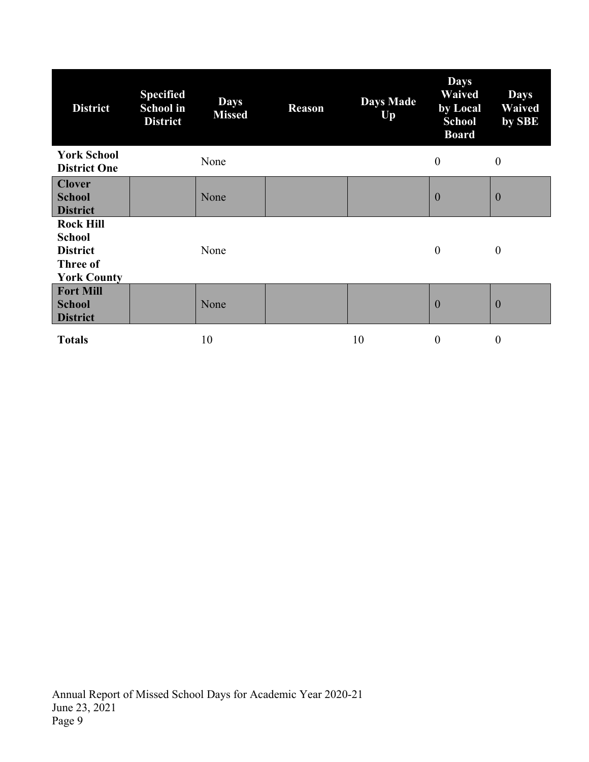| District | Specified School in District | Days Missed | Reason | Days Made Up | Days Waived by Local School Board | Days Waived by SBE |
|---|---|---|---|---|---|---|
| **York School District One** | | None | | | 0 | 0 |
| **Clover School District** | | None | | | 0 | 0 |
| **Rock Hill School District Three of York County** | | None | | | 0 | 0 |
| **Fort Mill School District** | | None | | | 0 | 0 |
| **Totals** | | 10 | | 10 | 0 | 0 |

Annual Report of Missed School Days for Academic Year 2020-21
June 23, 2021